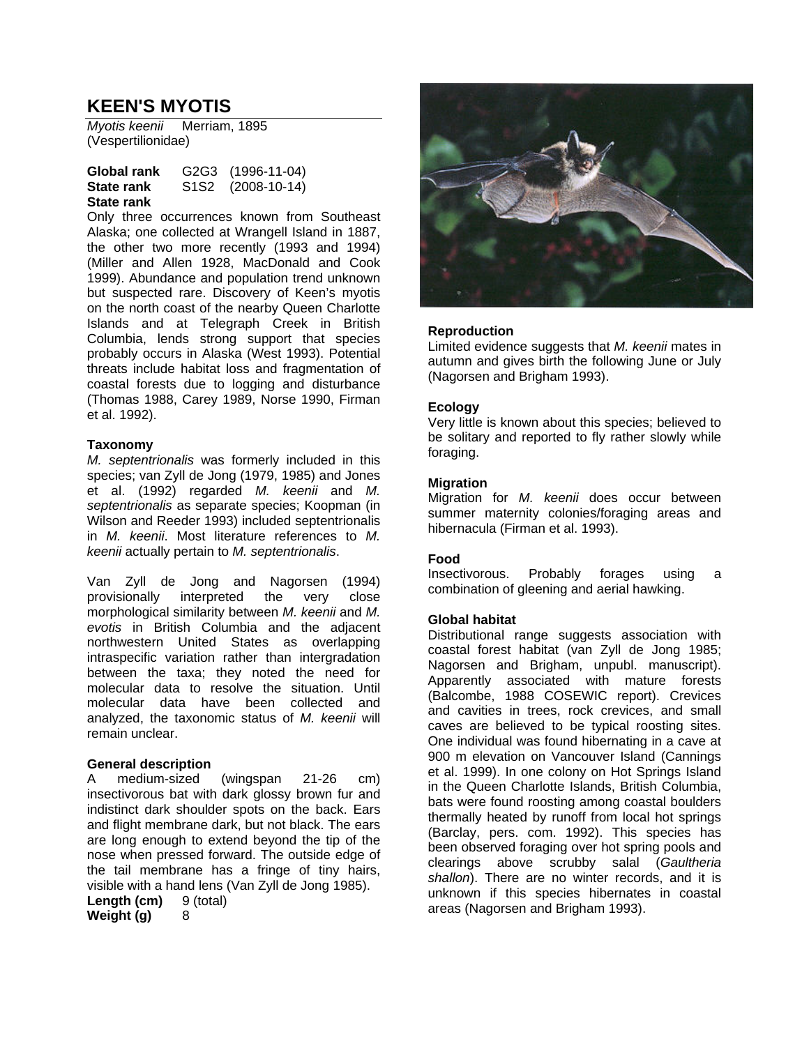# KEEN'S MYOTIS

*Myotis keenii* Merriam, 1895
(Vespertilionidae)

**Global rank** G2G3 (1996-11-04)
**State rank** S1S2 (2008-10-14)

**State rank**

Only three occurrences known from Southeast Alaska; one collected at Wrangell Island in 1887, the other two more recently (1993 and 1994) (Miller and Allen 1928, MacDonald and Cook 1999). Abundance and population trend unknown but suspected rare. Discovery of Keen's myotis on the north coast of the nearby Queen Charlotte Islands and at Telegraph Creek in British Columbia, lends strong support that species probably occurs in Alaska (West 1993). Potential threats include habitat loss and fragmentation of coastal forests due to logging and disturbance (Thomas 1988, Carey 1989, Norse 1990, Firman et al. 1992).

**Taxonomy**

*M. septentrionalis* was formerly included in this species; van Zyll de Jong (1979, 1985) and Jones et al. (1992) regarded *M. keenii* and *M. septentrionalis* as separate species; Koopman (in Wilson and Reeder 1993) included septentrionalis in *M. keenii*. Most literature references to *M. keenii* actually pertain to *M. septentrionalis*.

Van Zyll de Jong and Nagorsen (1994) provisionally interpreted the very close morphological similarity between *M. keenii* and *M. evotis* in British Columbia and the adjacent northwestern United States as overlapping intraspecific variation rather than intergradation between the taxa; they noted the need for molecular data to resolve the situation. Until molecular data have been collected and analyzed, the taxonomic status of *M. keenii* will remain unclear.

**General description**

A medium-sized (wingspan 21-26 cm) insectivorous bat with dark glossy brown fur and indistinct dark shoulder spots on the back. Ears and flight membrane dark, but not black. The ears are long enough to extend beyond the tip of the nose when pressed forward. The outside edge of the tail membrane has a fringe of tiny hairs, visible with a hand lens (Van Zyll de Jong 1985).

**Length (cm)** 9 (total)
**Weight (g)** 8

**Reproduction**

Limited evidence suggests that *M. keenii* mates in autumn and gives birth the following June or July (Nagorsen and Brigham 1993).

**Ecology**

Very little is known about this species; believed to be solitary and reported to fly rather slowly while foraging.

**Migration**

Migration for *M. keenii* does occur between summer maternity colonies/foraging areas and hibernacula (Firman et al. 1993).

**Food**

Insectivorous. Probably forages using a combination of gleening and aerial hawking.

**Global habitat**

Distributional range suggests association with coastal forest habitat (van Zyll de Jong 1985; Nagorsen and Brigham, unpubl. manuscript). Apparently associated with mature forests (Balcombe, 1988 COSEWIC report). Crevices and cavities in trees, rock crevices, and small caves are believed to be typical roosting sites. One individual was found hibernating in a cave at 900 m elevation on Vancouver Island (Cannings et al. 1999). In one colony on Hot Springs Island in the Queen Charlotte Islands, British Columbia, bats were found roosting among coastal boulders thermally heated by runoff from local hot springs (Barclay, pers. com. 1992). This species has been observed foraging over hot spring pools and clearings above scrubby salal (*Gaultheria shallon*). There are no winter records, and it is unknown if this species hibernates in coastal areas (Nagorsen and Brigham 1993).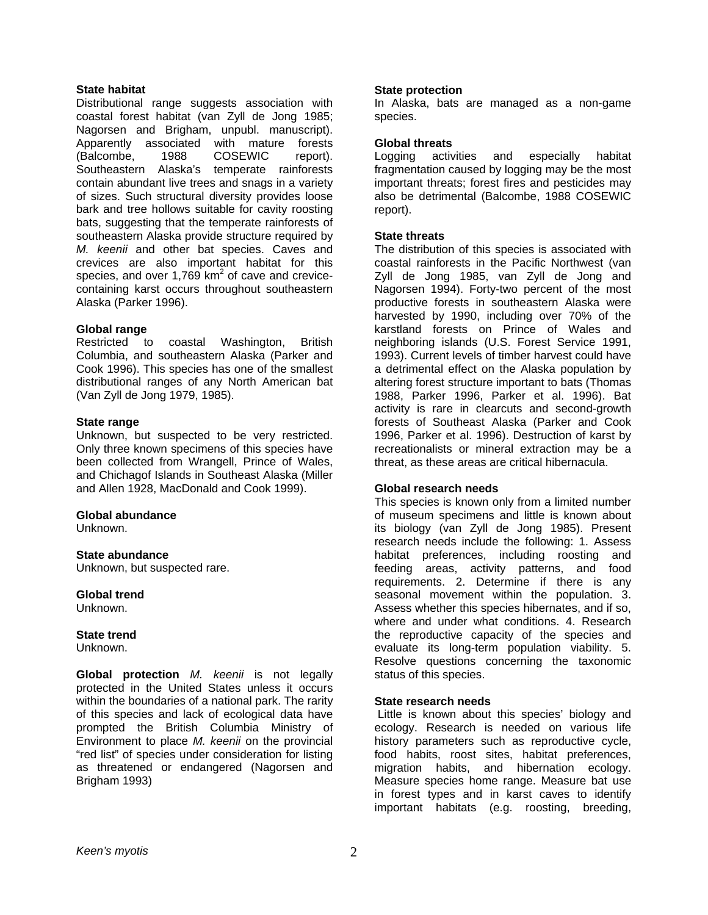**State habitat**
Distributional range suggests association with coastal forest habitat (van Zyll de Jong 1985; Nagorsen and Brigham, unpubl. manuscript). Apparently associated with mature forests (Balcombe, 1988 COSEWIC report). Southeastern Alaska's temperate rainforests contain abundant live trees and snags in a variety of sizes. Such structural diversity provides loose bark and tree hollows suitable for cavity roosting bats, suggesting that the temperate rainforests of southeastern Alaska provide structure required by *M. keenii* and other bat species. Caves and crevices are also important habitat for this species, and over 1,769 $km^2$ of cave and crevice-containing karst occurs throughout southeastern Alaska (Parker 1996).

**Global range**
Restricted to coastal Washington, British Columbia, and southeastern Alaska (Parker and Cook 1996). This species has one of the smallest distributional ranges of any North American bat (Van Zyll de Jong 1979, 1985).

**State range**
Unknown, but suspected to be very restricted. Only three known specimens of this species have been collected from Wrangell, Prince of Wales, and Chichagof Islands in Southeast Alaska (Miller and Allen 1928, MacDonald and Cook 1999).

**Global abundance**
Unknown.

**State abundance**
Unknown, but suspected rare.

**Global trend**
Unknown.

**State trend**
Unknown.

**Global protection** *M. keenii* is not legally protected in the United States unless it occurs within the boundaries of a national park. The rarity of this species and lack of ecological data have prompted the British Columbia Ministry of Environment to place *M. keenii* on the provincial "red list" of species under consideration for listing as threatened or endangered (Nagorsen and Brigham 1993)

**State protection**
In Alaska, bats are managed as a non-game species.

**Global threats**
Logging activities and especially habitat fragmentation caused by logging may be the most important threats; forest fires and pesticides may also be detrimental (Balcombe, 1988 COSEWIC report).

**State threats**
The distribution of this species is associated with coastal rainforests in the Pacific Northwest (van Zyll de Jong 1985, van Zyll de Jong and Nagorsen 1994). Forty-two percent of the most productive forests in southeastern Alaska were harvested by 1990, including over 70% of the karstland forests on Prince of Wales and neighboring islands (U.S. Forest Service 1991, 1993). Current levels of timber harvest could have a detrimental effect on the Alaska population by altering forest structure important to bats (Thomas 1988, Parker 1996, Parker et al. 1996). Bat activity is rare in clearcuts and second-growth forests of Southeast Alaska (Parker and Cook 1996, Parker et al. 1996). Destruction of karst by recreationalists or mineral extraction may be a threat, as these areas are critical hibernacula.

**Global research needs**
This species is known only from a limited number of museum specimens and little is known about its biology (van Zyll de Jong 1985). Present research needs include the following: 1. Assess habitat preferences, including roosting and feeding areas, activity patterns, and food requirements. 2. Determine if there is any seasonal movement within the population. 3. Assess whether this species hibernates, and if so, where and under what conditions. 4. Research the reproductive capacity of the species and evaluate its long-term population viability. 5. Resolve questions concerning the taxonomic status of this species.

**State research needs**
Little is known about this species' biology and ecology. Research is needed on various life history parameters such as reproductive cycle, food habits, roost sites, habitat preferences, migration habits, and hibernation ecology. Measure species home range. Measure bat use in forest types and in karst caves to identify important habitats (e.g. roosting, breeding,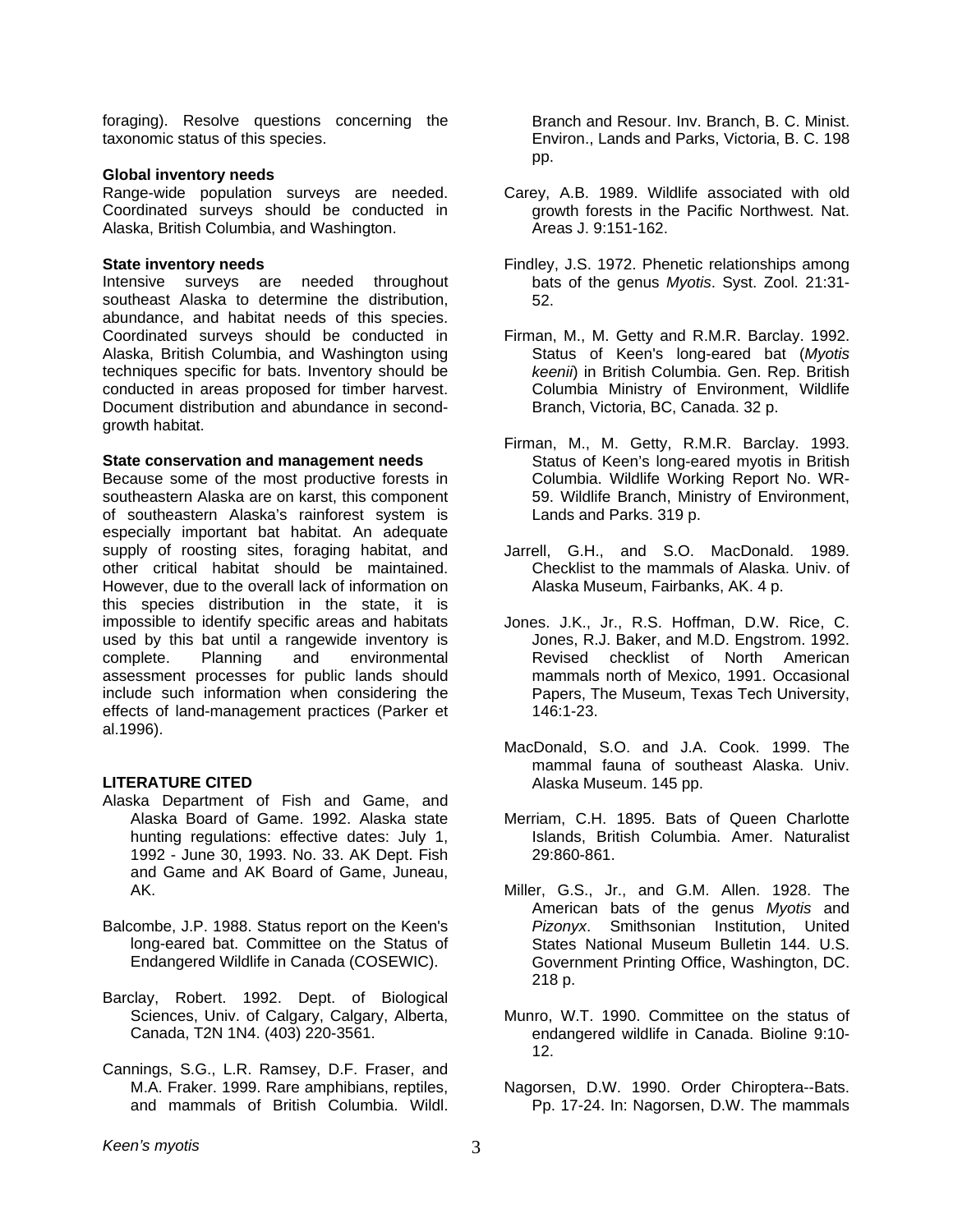foraging). Resolve questions concerning the taxonomic status of this species.

**Global inventory needs**
Range-wide population surveys are needed. Coordinated surveys should be conducted in Alaska, British Columbia, and Washington.

**State inventory needs**
Intensive surveys are needed throughout southeast Alaska to determine the distribution, abundance, and habitat needs of this species. Coordinated surveys should be conducted in Alaska, British Columbia, and Washington using techniques specific for bats. Inventory should be conducted in areas proposed for timber harvest. Document distribution and abundance in second-growth habitat.

**State conservation and management needs**
Because some of the most productive forests in southeastern Alaska are on karst, this component of southeastern Alaska's rainforest system is especially important bat habitat. An adequate supply of roosting sites, foraging habitat, and other critical habitat should be maintained. However, due to the overall lack of information on this species distribution in the state, it is impossible to identify specific areas and habitats used by this bat until a rangewide inventory is complete. Planning and environmental assessment processes for public lands should include such information when considering the effects of land-management practices (Parker et al.1996).

**LITERATURE CITED**

Alaska Department of Fish and Game, and Alaska Board of Game. 1992. Alaska state hunting regulations: effective dates: July 1, 1992 - June 30, 1993. No. 33. AK Dept. Fish and Game and AK Board of Game, Juneau, AK.

Balcombe, J.P. 1988. Status report on the Keen's long-eared bat. Committee on the Status of Endangered Wildlife in Canada (COSEWIC).

Barclay, Robert. 1992. Dept. of Biological Sciences, Univ. of Calgary, Calgary, Alberta, Canada, T2N 1N4. (403) 220-3561.

Cannings, S.G., L.R. Ramsey, D.F. Fraser, and M.A. Fraker. 1999. Rare amphibians, reptiles, and mammals of British Columbia. Wildl. Branch and Resour. Inv. Branch, B. C. Minist. Environ., Lands and Parks, Victoria, B. C. 198 pp.

Carey, A.B. 1989. Wildlife associated with old growth forests in the Pacific Northwest. Nat. Areas J. 9:151-162.

Findley, J.S. 1972. Phenetic relationships among bats of the genus *Myotis*. Syst. Zool. 21:31-52.

Firman, M., M. Getty and R.M.R. Barclay. 1992. Status of Keen's long-eared bat (*Myotis keenii*) in British Columbia. Gen. Rep. British Columbia Ministry of Environment, Wildlife Branch, Victoria, BC, Canada. 32 p.

Firman, M., M. Getty, R.M.R. Barclay. 1993. Status of Keen's long-eared myotis in British Columbia. Wildlife Working Report No. WR-59. Wildlife Branch, Ministry of Environment, Lands and Parks. 319 p.

Jarrell, G.H., and S.O. MacDonald. 1989. Checklist to the mammals of Alaska. Univ. of Alaska Museum, Fairbanks, AK. 4 p.

Jones. J.K., Jr., R.S. Hoffman, D.W. Rice, C. Jones, R.J. Baker, and M.D. Engstrom. 1992. Revised checklist of North American mammals north of Mexico, 1991. Occasional Papers, The Museum, Texas Tech University, 146:1-23.

MacDonald, S.O. and J.A. Cook. 1999. The mammal fauna of southeast Alaska. Univ. Alaska Museum. 145 pp.

Merriam, C.H. 1895. Bats of Queen Charlotte Islands, British Columbia. Amer. Naturalist 29:860-861.

Miller, G.S., Jr., and G.M. Allen. 1928. The American bats of the genus *Myotis* and *Pizonyx*. Smithsonian Institution, United States National Museum Bulletin 144. U.S. Government Printing Office, Washington, DC. 218 p.

Munro, W.T. 1990. Committee on the status of endangered wildlife in Canada. Bioline 9:10-12.

Nagorsen, D.W. 1990. Order Chiroptera--Bats. Pp. 17-24. In: Nagorsen, D.W. The mammals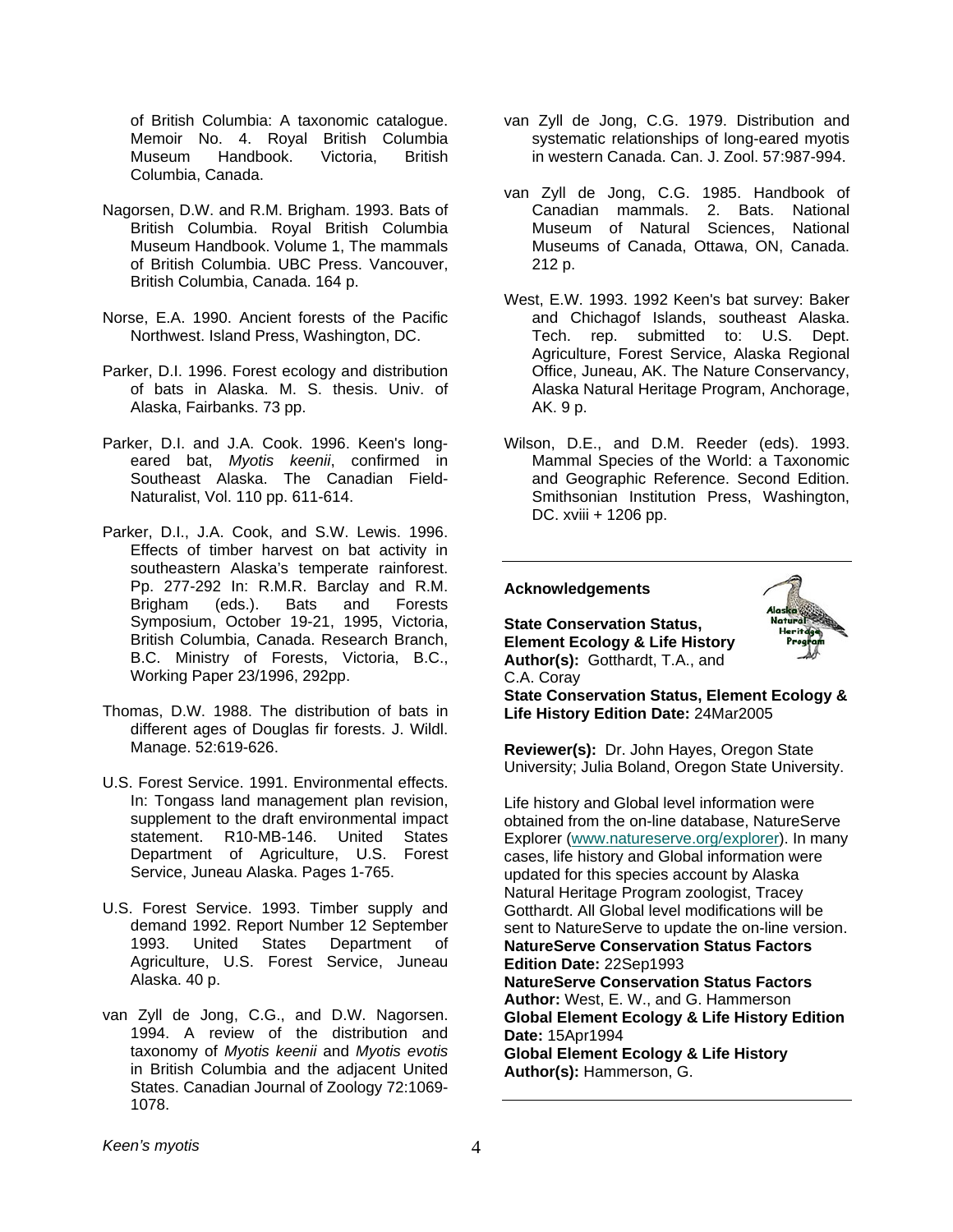of British Columbia: A taxonomic catalogue. Memoir No. 4. Royal British Columbia Museum Handbook. Victoria, British Columbia, Canada.

Nagorsen, D.W. and R.M. Brigham. 1993. Bats of British Columbia. Royal British Columbia Museum Handbook. Volume 1, The mammals of British Columbia. UBC Press. Vancouver, British Columbia, Canada. 164 p.

Norse, E.A. 1990. Ancient forests of the Pacific Northwest. Island Press, Washington, DC.

Parker, D.I. 1996. Forest ecology and distribution of bats in Alaska. M. S. thesis. Univ. of Alaska, Fairbanks. 73 pp.

Parker, D.I. and J.A. Cook. 1996. Keen's long-eared bat, *Myotis keenii*, confirmed in Southeast Alaska. The Canadian Field-Naturalist, Vol. 110 pp. 611-614.

Parker, D.I., J.A. Cook, and S.W. Lewis. 1996. Effects of timber harvest on bat activity in southeastern Alaska's temperate rainforest. Pp. 277-292 In: R.M.R. Barclay and R.M. Brigham (eds.). Bats and Forests Symposium, October 19-21, 1995, Victoria, British Columbia, Canada. Research Branch, B.C. Ministry of Forests, Victoria, B.C., Working Paper 23/1996, 292pp.

Thomas, D.W. 1988. The distribution of bats in different ages of Douglas fir forests. J. Wildl. Manage. 52:619-626.

U.S. Forest Service. 1991. Environmental effects. In: Tongass land management plan revision, supplement to the draft environmental impact statement. R10-MB-146. United States Department of Agriculture, U.S. Forest Service, Juneau Alaska. Pages 1-765.

U.S. Forest Service. 1993. Timber supply and demand 1992. Report Number 12 September 1993. United States Department of Agriculture, U.S. Forest Service, Juneau Alaska. 40 p.

van Zyll de Jong, C.G., and D.W. Nagorsen. 1994. A review of the distribution and taxonomy of *Myotis keenii* and *Myotis evotis* in British Columbia and the adjacent United States. Canadian Journal of Zoology 72:1069-1078.

van Zyll de Jong, C.G. 1979. Distribution and systematic relationships of long-eared myotis in western Canada. Can. J. Zool. 57:987-994.

van Zyll de Jong, C.G. 1985. Handbook of Canadian mammals. 2. Bats. National Museum of Natural Sciences, National Museums of Canada, Ottawa, ON, Canada. 212 p.

West, E.W. 1993. 1992 Keen's bat survey: Baker and Chichagof Islands, southeast Alaska. Tech. rep. submitted to: U.S. Dept. Agriculture, Forest Service, Alaska Regional Office, Juneau, AK. The Nature Conservancy, Alaska Natural Heritage Program, Anchorage, AK. 9 p.

Wilson, D.E., and D.M. Reeder (eds). 1993. Mammal Species of the World: a Taxonomic and Geographic Reference. Second Edition. Smithsonian Institution Press, Washington, DC. xviii + 1206 pp.

---

**Acknowledgements**

**State Conservation Status, Element Ecology & Life History Author(s):** Gotthardt, T.A., and C.A. Coray
**State Conservation Status, Element Ecology & Life History Edition Date:** 24Mar2005

**Reviewer(s):** Dr. John Hayes, Oregon State University; Julia Boland, Oregon State University.

Life history and Global level information were obtained from the on-line database, NatureServe Explorer (www.natureserve.org/explorer). In many cases, life history and Global information were updated for this species account by Alaska Natural Heritage Program zoologist, Tracey Gotthardt. All Global level modifications will be sent to NatureServe to update the on-line version.
**NatureServe Conservation Status Factors Edition Date:** 22Sep1993
**NatureServe Conservation Status Factors Author:** West, E. W., and G. Hammerson
**Global Element Ecology & Life History Edition Date:** 15Apr1994
**Global Element Ecology & Life History Author(s):** Hammerson, G.

---